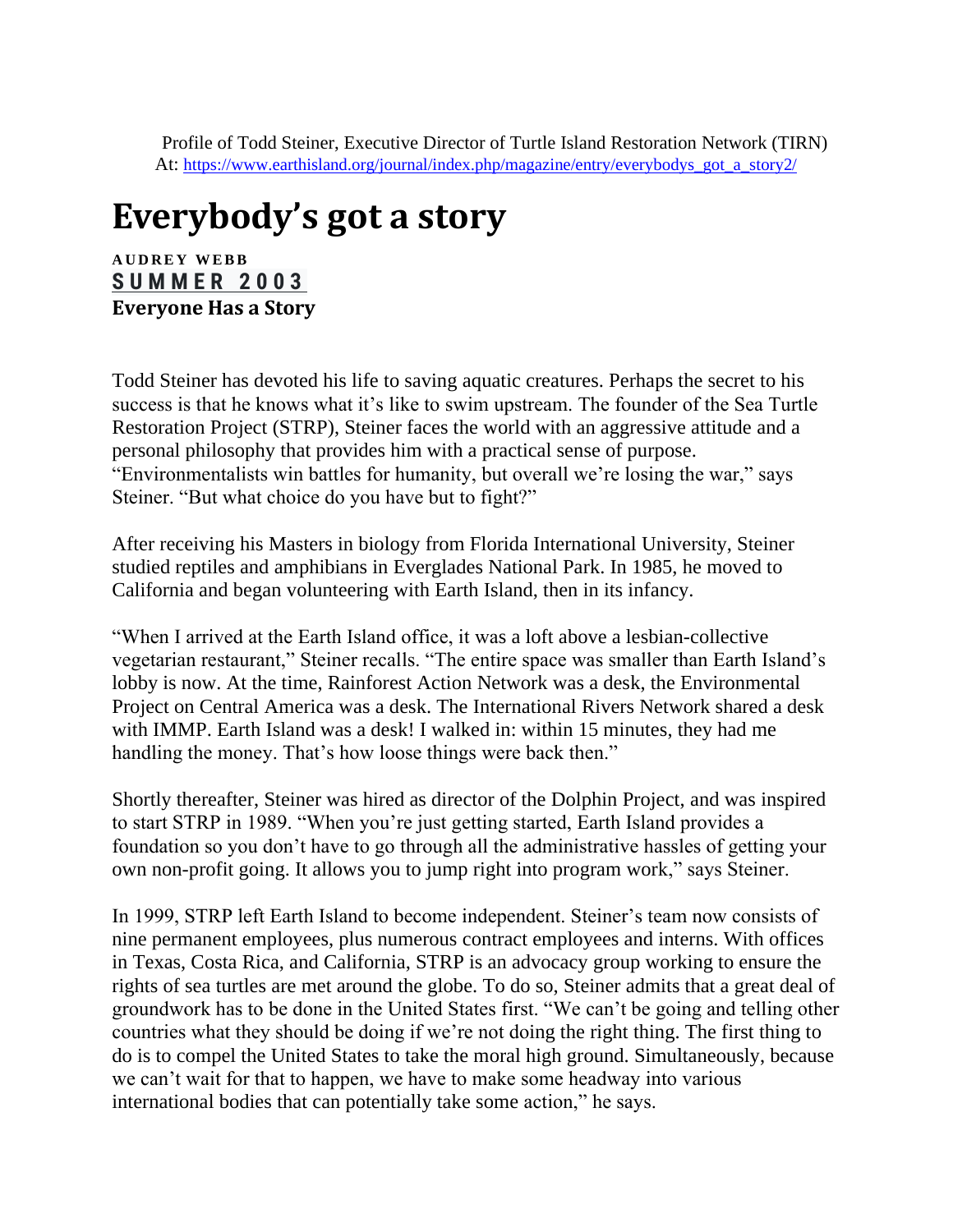Profile of Todd Steiner, Executive Director of Turtle Island Restoration Network (TIRN)
At: https://www.earthisland.org/journal/index.php/magazine/entry/everybodys_got_a_story2/

# Everybody's got a story

**AUDREY WEBB**
**SUMMER 2003**
**Everyone Has a Story**

Todd Steiner has devoted his life to saving aquatic creatures. Perhaps the secret to his success is that he knows what it's like to swim upstream. The founder of the Sea Turtle Restoration Project (STRP), Steiner faces the world with an aggressive attitude and a personal philosophy that provides him with a practical sense of purpose. "Environmentalists win battles for humanity, but overall we're losing the war," says Steiner. "But what choice do you have but to fight?"

After receiving his Masters in biology from Florida International University, Steiner studied reptiles and amphibians in Everglades National Park. In 1985, he moved to California and began volunteering with Earth Island, then in its infancy.

"When I arrived at the Earth Island office, it was a loft above a lesbian-collective vegetarian restaurant," Steiner recalls. "The entire space was smaller than Earth Island's lobby is now. At the time, Rainforest Action Network was a desk, the Environmental Project on Central America was a desk. The International Rivers Network shared a desk with IMMP. Earth Island was a desk! I walked in: within 15 minutes, they had me handling the money. That's how loose things were back then."

Shortly thereafter, Steiner was hired as director of the Dolphin Project, and was inspired to start STRP in 1989. "When you're just getting started, Earth Island provides a foundation so you don't have to go through all the administrative hassles of getting your own non-profit going. It allows you to jump right into program work," says Steiner.

In 1999, STRP left Earth Island to become independent. Steiner's team now consists of nine permanent employees, plus numerous contract employees and interns. With offices in Texas, Costa Rica, and California, STRP is an advocacy group working to ensure the rights of sea turtles are met around the globe. To do so, Steiner admits that a great deal of groundwork has to be done in the United States first. "We can't be going and telling other countries what they should be doing if we're not doing the right thing. The first thing to do is to compel the United States to take the moral high ground. Simultaneously, because we can't wait for that to happen, we have to make some headway into various international bodies that can potentially take some action," he says.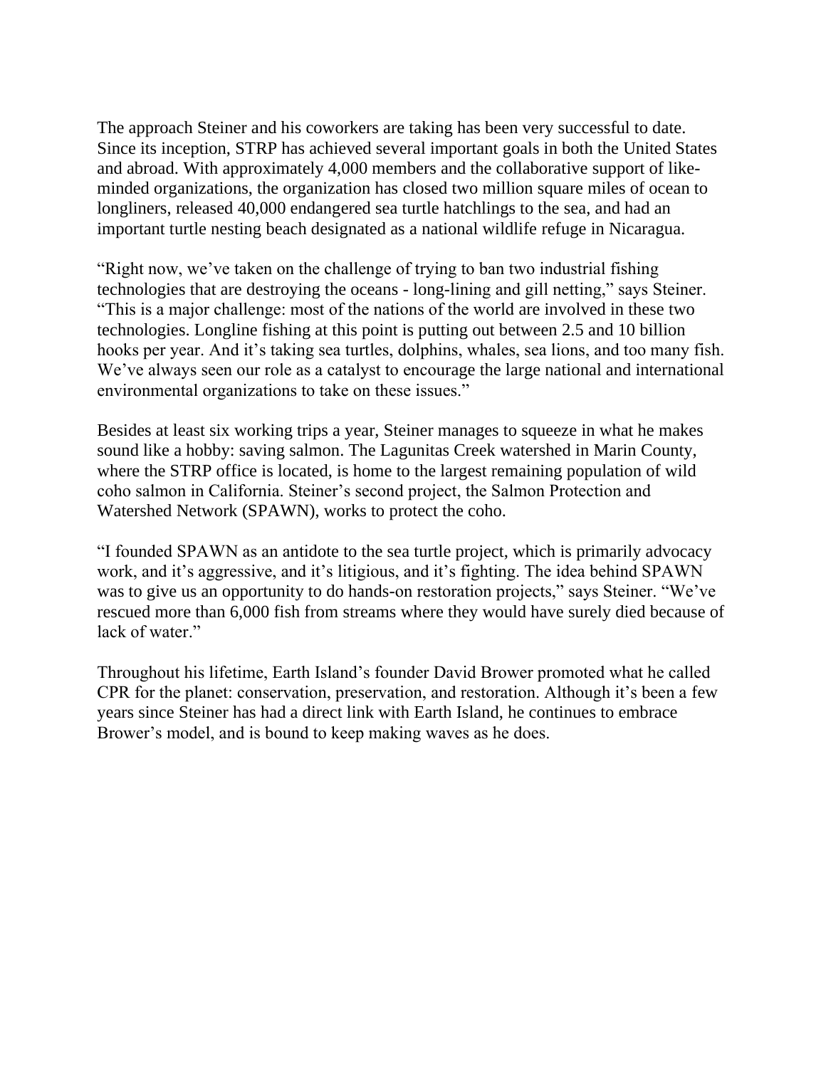The approach Steiner and his coworkers are taking has been very successful to date. Since its inception, STRP has achieved several important goals in both the United States and abroad. With approximately 4,000 members and the collaborative support of like-minded organizations, the organization has closed two million square miles of ocean to longliners, released 40,000 endangered sea turtle hatchlings to the sea, and had an important turtle nesting beach designated as a national wildlife refuge in Nicaragua.

"Right now, we've taken on the challenge of trying to ban two industrial fishing technologies that are destroying the oceans - long-lining and gill netting," says Steiner. "This is a major challenge: most of the nations of the world are involved in these two technologies. Longline fishing at this point is putting out between 2.5 and 10 billion hooks per year. And it's taking sea turtles, dolphins, whales, sea lions, and too many fish. We've always seen our role as a catalyst to encourage the large national and international environmental organizations to take on these issues."

Besides at least six working trips a year, Steiner manages to squeeze in what he makes sound like a hobby: saving salmon. The Lagunitas Creek watershed in Marin County, where the STRP office is located, is home to the largest remaining population of wild coho salmon in California. Steiner's second project, the Salmon Protection and Watershed Network (SPAWN), works to protect the coho.

"I founded SPAWN as an antidote to the sea turtle project, which is primarily advocacy work, and it's aggressive, and it's litigious, and it's fighting. The idea behind SPAWN was to give us an opportunity to do hands-on restoration projects," says Steiner. "We've rescued more than 6,000 fish from streams where they would have surely died because of lack of water."

Throughout his lifetime, Earth Island's founder David Brower promoted what he called CPR for the planet: conservation, preservation, and restoration. Although it's been a few years since Steiner has had a direct link with Earth Island, he continues to embrace Brower's model, and is bound to keep making waves as he does.